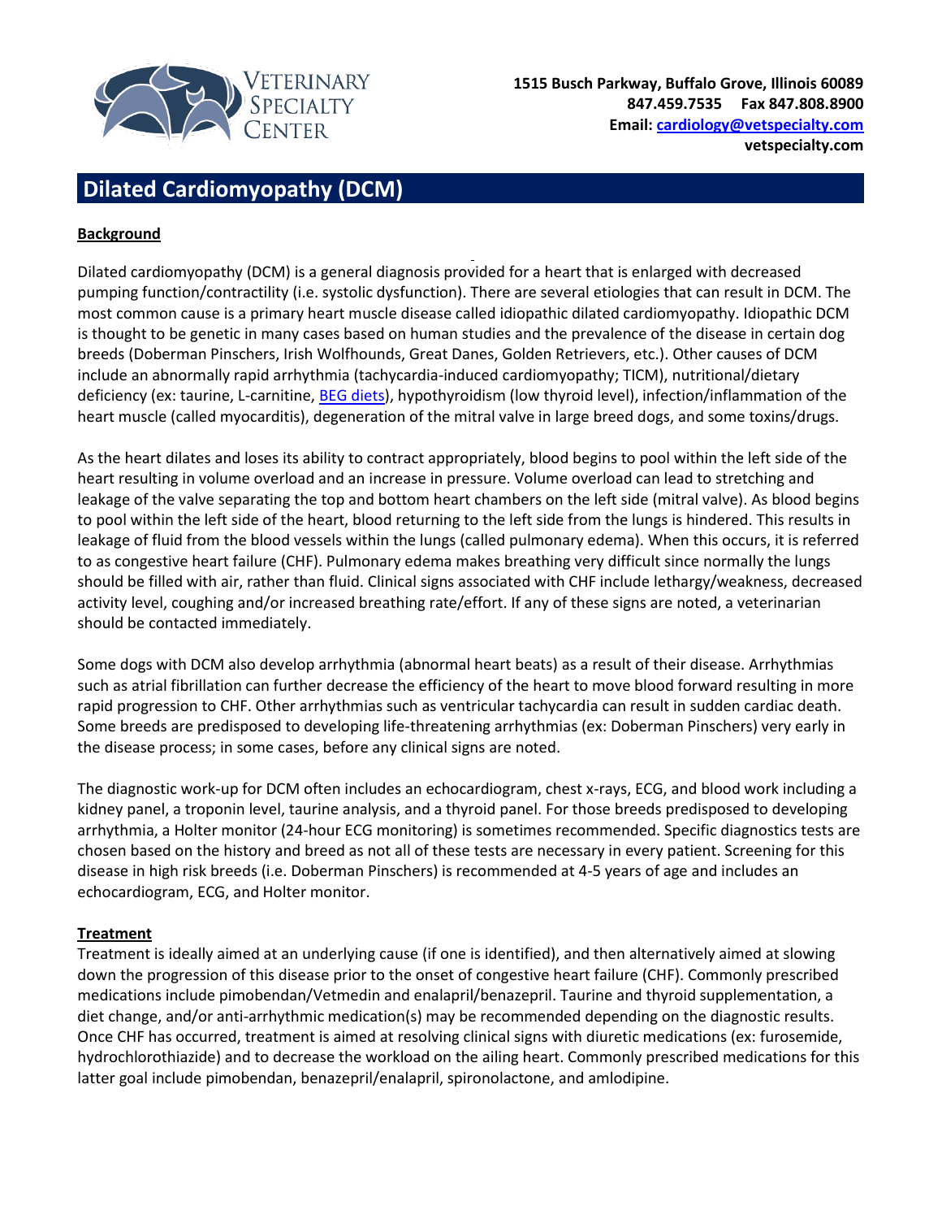Veterinary Specialty Center

**1515 Busch Parkway, Buffalo Grove, Illinois 60089**
**847.459.7535 Fax 847.808.8900**
**Email: [cardiology@vetspecialty.com](mailto:cardiology@vetspecialty.com)**
**vetspecialty.com**

# Dilated Cardiomyopathy (DCM)

## Background

Dilated cardiomyopathy (DCM) is a general diagnosis provided for a heart that is enlarged with decreased pumping function/contractility (i.e. systolic dysfunction). There are several etiologies that can result in DCM. The most common cause is a primary heart muscle disease called idiopathic dilated cardiomyopathy. Idiopathic DCM is thought to be genetic in many cases based on human studies and the prevalence of the disease in certain dog breeds (Doberman Pinschers, Irish Wolfhounds, Great Danes, Golden Retrievers, etc.). Other causes of DCM include an abnormally rapid arrhythmia (tachycardia-induced cardiomyopathy; TICM), nutritional/dietary deficiency (ex: taurine, L-carnitine, [BEG diets](BEG diets)), hypothyroidism (low thyroid level), infection/inflammation of the heart muscle (called myocarditis), degeneration of the mitral valve in large breed dogs, and some toxins/drugs.

As the heart dilates and loses its ability to contract appropriately, blood begins to pool within the left side of the heart resulting in volume overload and an increase in pressure. Volume overload can lead to stretching and leakage of the valve separating the top and bottom heart chambers on the left side (mitral valve). As blood begins to pool within the left side of the heart, blood returning to the left side from the lungs is hindered. This results in leakage of fluid from the blood vessels within the lungs (called pulmonary edema). When this occurs, it is referred to as congestive heart failure (CHF). Pulmonary edema makes breathing very difficult since normally the lungs should be filled with air, rather than fluid. Clinical signs associated with CHF include lethargy/weakness, decreased activity level, coughing and/or increased breathing rate/effort. If any of these signs are noted, a veterinarian should be contacted immediately.

Some dogs with DCM also develop arrhythmia (abnormal heart beats) as a result of their disease. Arrhythmias such as atrial fibrillation can further decrease the efficiency of the heart to move blood forward resulting in more rapid progression to CHF. Other arrhythmias such as ventricular tachycardia can result in sudden cardiac death. Some breeds are predisposed to developing life-threatening arrhythmias (ex: Doberman Pinschers) very early in the disease process; in some cases, before any clinical signs are noted.

The diagnostic work-up for DCM often includes an echocardiogram, chest x-rays, ECG, and blood work including a kidney panel, a troponin level, taurine analysis, and a thyroid panel. For those breeds predisposed to developing arrhythmia, a Holter monitor (24-hour ECG monitoring) is sometimes recommended. Specific diagnostics tests are chosen based on the history and breed as not all of these tests are necessary in every patient. Screening for this disease in high risk breeds (i.e. Doberman Pinschers) is recommended at 4-5 years of age and includes an echocardiogram, ECG, and Holter monitor.

## Treatment

Treatment is ideally aimed at an underlying cause (if one is identified), and then alternatively aimed at slowing down the progression of this disease prior to the onset of congestive heart failure (CHF). Commonly prescribed medications include pimobendan/Vetmedin and enalapril/benazepril. Taurine and thyroid supplementation, a diet change, and/or anti-arrhythmic medication(s) may be recommended depending on the diagnostic results. Once CHF has occurred, treatment is aimed at resolving clinical signs with diuretic medications (ex: furosemide, hydrochlorothiazide) and to decrease the workload on the ailing heart. Commonly prescribed medications for this latter goal include pimobendan, benazepril/enalapril, spironolactone, and amlodipine.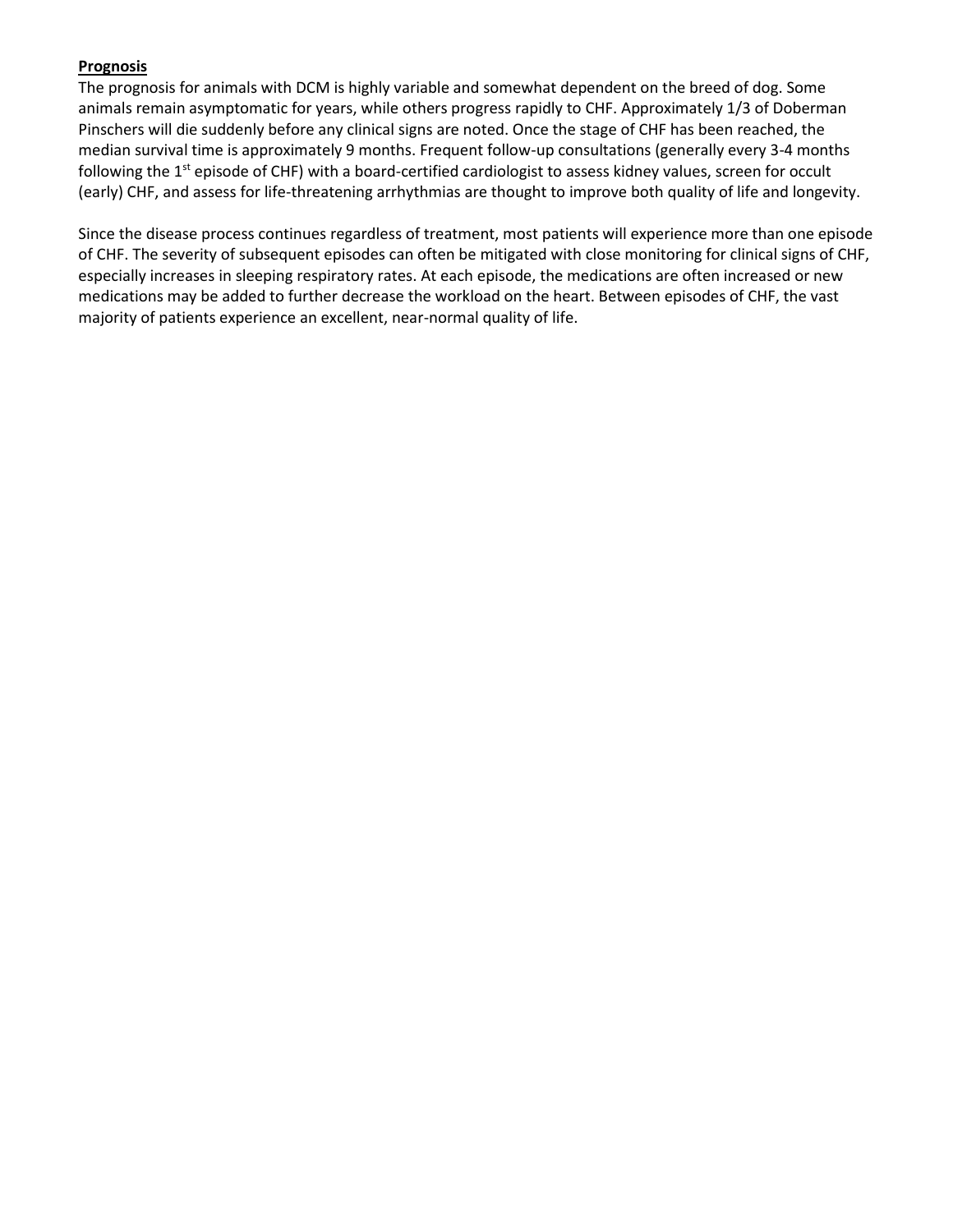**Prognosis**

The prognosis for animals with DCM is highly variable and somewhat dependent on the breed of dog. Some animals remain asymptomatic for years, while others progress rapidly to CHF. Approximately 1/3 of Doberman Pinschers will die suddenly before any clinical signs are noted. Once the stage of CHF has been reached, the median survival time is approximately 9 months. Frequent follow-up consultations (generally every 3-4 months following the 1st episode of CHF) with a board-certified cardiologist to assess kidney values, screen for occult (early) CHF, and assess for life-threatening arrhythmias are thought to improve both quality of life and longevity.

Since the disease process continues regardless of treatment, most patients will experience more than one episode of CHF. The severity of subsequent episodes can often be mitigated with close monitoring for clinical signs of CHF, especially increases in sleeping respiratory rates. At each episode, the medications are often increased or new medications may be added to further decrease the workload on the heart. Between episodes of CHF, the vast majority of patients experience an excellent, near-normal quality of life.